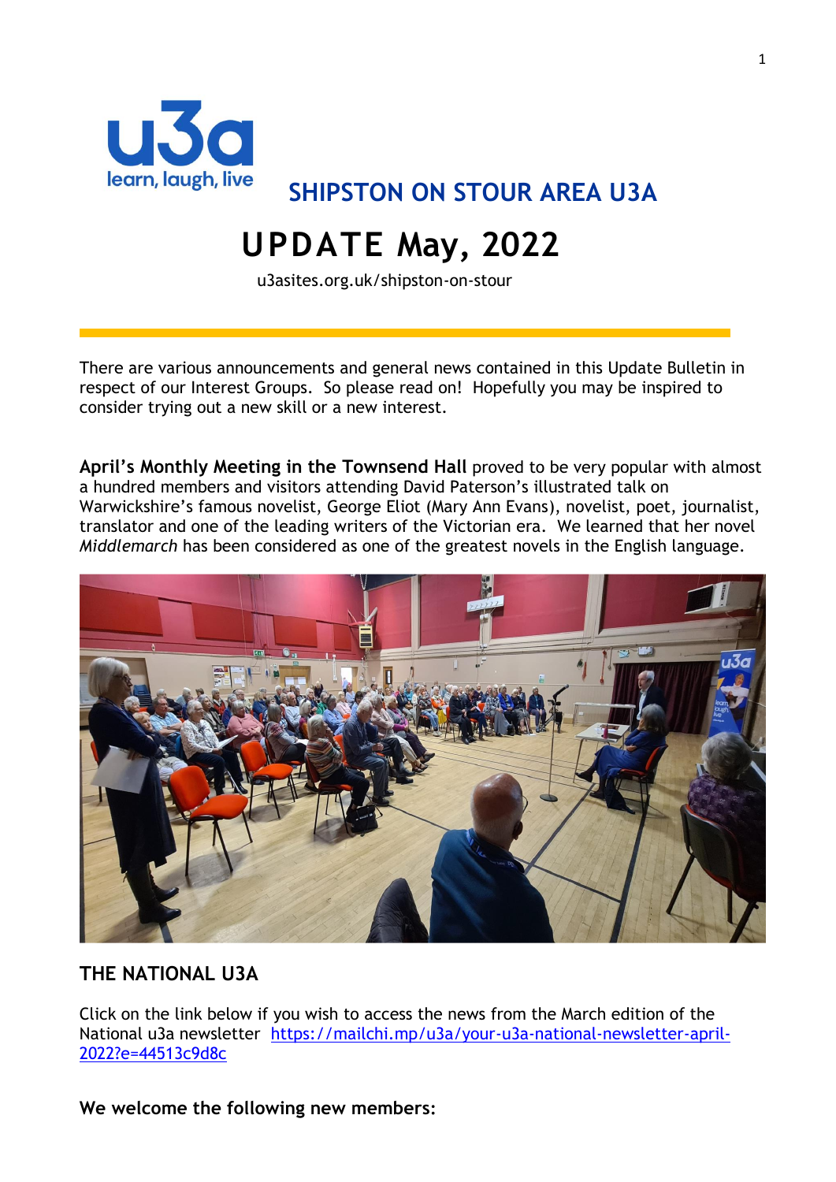## SHIPSTON ON STOUR AREA U3A

# UPDATE May, 2022

u3asites.org.uk/shipston-on-stour

There are various announcements and general news contained in this Update Bulletin in respect of our Interest Groups. So please read on! Hopefully you may be inspired to consider trying out a new skill or a new interest.

**April's Monthly Meeting in the Townsend Hall** proved to be very popular with almost a hundred members and visitors attending David Paterson's illustrated talk on Warwickshire's famous novelist, George Eliot (Mary Ann Evans), novelist, poet, journalist, translator and one of the leading writers of the Victorian era. We learned that her novel *Middlemarch* has been considered as one of the greatest novels in the English language.

## THE NATIONAL U3A

Click on the link below if you wish to access the news from the March edition of the National u3a newsletter https://mailchi.mp/u3a/your-u3a-national-newsletter-april-2022?e=44513c9d8c

**We welcome the following new members:**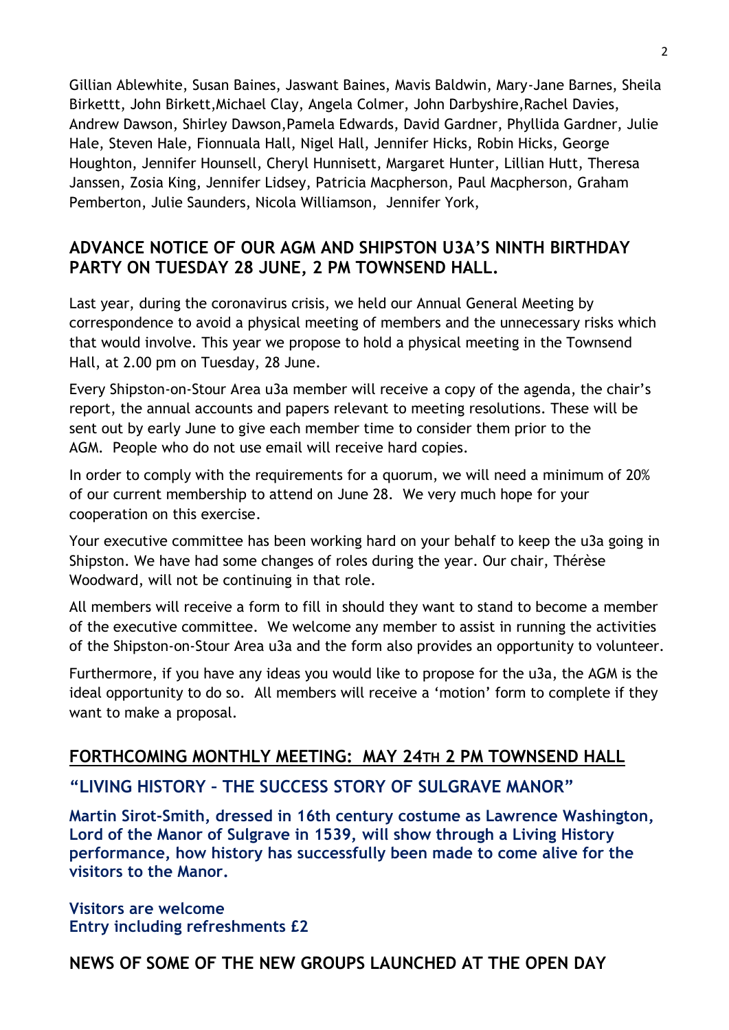Gillian Ablewhite, Susan Baines, Jaswant Baines, Mavis Baldwin, Mary-Jane Barnes, Sheila Birkettt, John Birkett,Michael Clay, Angela Colmer, John Darbyshire,Rachel Davies, Andrew Dawson, Shirley Dawson,Pamela Edwards, David Gardner, Phyllida Gardner, Julie Hale, Steven Hale, Fionnuala Hall, Nigel Hall, Jennifer Hicks, Robin Hicks, George Houghton, Jennifer Hounsell, Cheryl Hunnisett, Margaret Hunter, Lillian Hutt, Theresa Janssen, Zosia King, Jennifer Lidsey, Patricia Macpherson, Paul Macpherson, Graham Pemberton, Julie Saunders, Nicola Williamson, Jennifer York,

## ADVANCE NOTICE OF OUR AGM AND SHIPSTON U3A'S NINTH BIRTHDAY PARTY ON TUESDAY 28 JUNE, 2 PM TOWNSEND HALL.

Last year, during the coronavirus crisis, we held our Annual General Meeting by correspondence to avoid a physical meeting of members and the unnecessary risks which that would involve. This year we propose to hold a physical meeting in the Townsend Hall, at 2.00 pm on Tuesday, 28 June.

Every Shipston-on-Stour Area u3a member will receive a copy of the agenda, the chair's report, the annual accounts and papers relevant to meeting resolutions. These will be sent out by early June to give each member time to consider them prior to the AGM. People who do not use email will receive hard copies.

In order to comply with the requirements for a quorum, we will need a minimum of 20% of our current membership to attend on June 28. We very much hope for your cooperation on this exercise.

Your executive committee has been working hard on your behalf to keep the u3a going in Shipston. We have had some changes of roles during the year. Our chair, Thérèse Woodward, will not be continuing in that role.

All members will receive a form to fill in should they want to stand to become a member of the executive committee. We welcome any member to assist in running the activities of the Shipston-on-Stour Area u3a and the form also provides an opportunity to volunteer.

Furthermore, if you have any ideas you would like to propose for the u3a, the AGM is the ideal opportunity to do so. All members will receive a 'motion' form to complete if they want to make a proposal.

## FORTHCOMING MONTHLY MEETING: MAY 24TH 2 PM TOWNSEND HALL

### "LIVING HISTORY – THE SUCCESS STORY OF SULGRAVE MANOR"

**Martin Sirot-Smith, dressed in 16th century costume as Lawrence Washington, Lord of the Manor of Sulgrave in 1539, will show through a Living History performance, how history has successfully been made to come alive for the visitors to the Manor.**

**Visitors are welcome**
**Entry including refreshments £2**

## NEWS OF SOME OF THE NEW GROUPS LAUNCHED AT THE OPEN DAY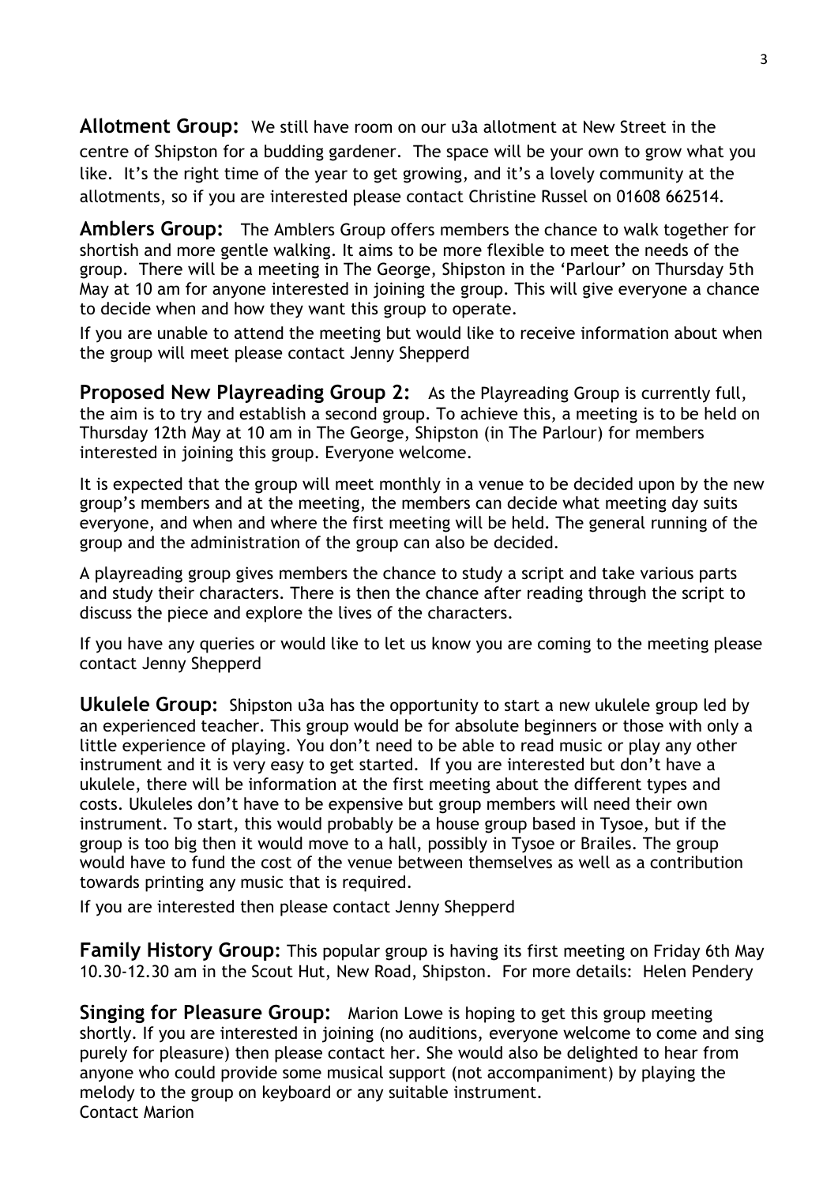**Allotment Group:** We still have room on our u3a allotment at New Street in the centre of Shipston for a budding gardener. The space will be your own to grow what you like. It's the right time of the year to get growing, and it's a lovely community at the allotments, so if you are interested please contact Christine Russel on 01608 662514.

**Amblers Group:** The Amblers Group offers members the chance to walk together for shortish and more gentle walking. It aims to be more flexible to meet the needs of the group. There will be a meeting in The George, Shipston in the 'Parlour' on Thursday 5th May at 10 am for anyone interested in joining the group. This will give everyone a chance to decide when and how they want this group to operate.

If you are unable to attend the meeting but would like to receive information about when the group will meet please contact Jenny Shepperd

**Proposed New Playreading Group 2:** As the Playreading Group is currently full, the aim is to try and establish a second group. To achieve this, a meeting is to be held on Thursday 12th May at 10 am in The George, Shipston (in The Parlour) for members interested in joining this group. Everyone welcome.

It is expected that the group will meet monthly in a venue to be decided upon by the new group's members and at the meeting, the members can decide what meeting day suits everyone, and when and where the first meeting will be held. The general running of the group and the administration of the group can also be decided.

A playreading group gives members the chance to study a script and take various parts and study their characters. There is then the chance after reading through the script to discuss the piece and explore the lives of the characters.

If you have any queries or would like to let us know you are coming to the meeting please contact Jenny Shepperd

**Ukulele Group:** Shipston u3a has the opportunity to start a new ukulele group led by an experienced teacher. This group would be for absolute beginners or those with only a little experience of playing. You don't need to be able to read music or play any other instrument and it is very easy to get started. If you are interested but don't have a ukulele, there will be information at the first meeting about the different types and costs. Ukuleles don't have to be expensive but group members will need their own instrument. To start, this would probably be a house group based in Tysoe, but if the group is too big then it would move to a hall, possibly in Tysoe or Brailes. The group would have to fund the cost of the venue between themselves as well as a contribution towards printing any music that is required.

If you are interested then please contact Jenny Shepperd

**Family History Group:** This popular group is having its first meeting on Friday 6th May 10.30-12.30 am in the Scout Hut, New Road, Shipston. For more details: Helen Pendery

**Singing for Pleasure Group:** Marion Lowe is hoping to get this group meeting shortly. If you are interested in joining (no auditions, everyone welcome to come and sing purely for pleasure) then please contact her. She would also be delighted to hear from anyone who could provide some musical support (not accompaniment) by playing the melody to the group on keyboard or any suitable instrument.
Contact Marion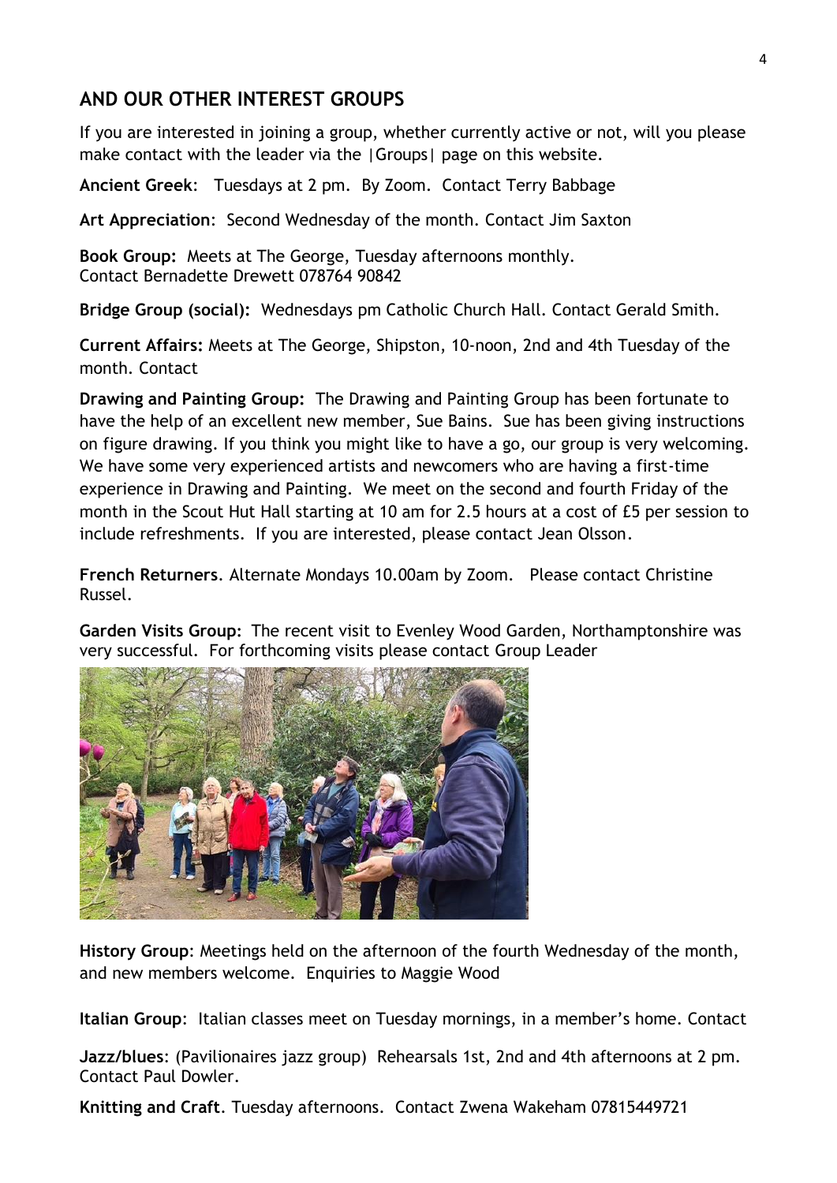## AND OUR OTHER INTEREST GROUPS

If you are interested in joining a group, whether currently active or not, will you please make contact with the leader via the |Groups| page on this website.

**Ancient Greek**: Tuesdays at 2 pm. By Zoom. Contact Terry Babbage

**Art Appreciation**: Second Wednesday of the month. Contact Jim Saxton

**Book Group:** Meets at The George, Tuesday afternoons monthly.
Contact Bernadette Drewett 078764 90842

**Bridge Group (social):** Wednesdays pm Catholic Church Hall. Contact Gerald Smith.

**Current Affairs:** Meets at The George, Shipston, 10-noon, 2nd and 4th Tuesday of the month. Contact

**Drawing and Painting Group:** The Drawing and Painting Group has been fortunate to have the help of an excellent new member, Sue Bains. Sue has been giving instructions on figure drawing. If you think you might like to have a go, our group is very welcoming. We have some very experienced artists and newcomers who are having a first-time experience in Drawing and Painting. We meet on the second and fourth Friday of the month in the Scout Hut Hall starting at 10 am for 2.5 hours at a cost of £5 per session to include refreshments. If you are interested, please contact Jean Olsson.

**French Returners**. Alternate Mondays 10.00am by Zoom. Please contact Christine Russel.

**Garden Visits Group**: The recent visit to Evenley Wood Garden, Northamptonshire was very successful. For forthcoming visits please contact Group Leader

**History Group**: Meetings held on the afternoon of the fourth Wednesday of the month, and new members welcome. Enquiries to Maggie Wood

**Italian Group**: Italian classes meet on Tuesday mornings, in a member's home. Contact

**Jazz/blues**: (Pavilionaires jazz group) Rehearsals 1st, 2nd and 4th afternoons at 2 pm. Contact Paul Dowler.

**Knitting and Craft**. Tuesday afternoons. Contact Zwena Wakeham 07815449721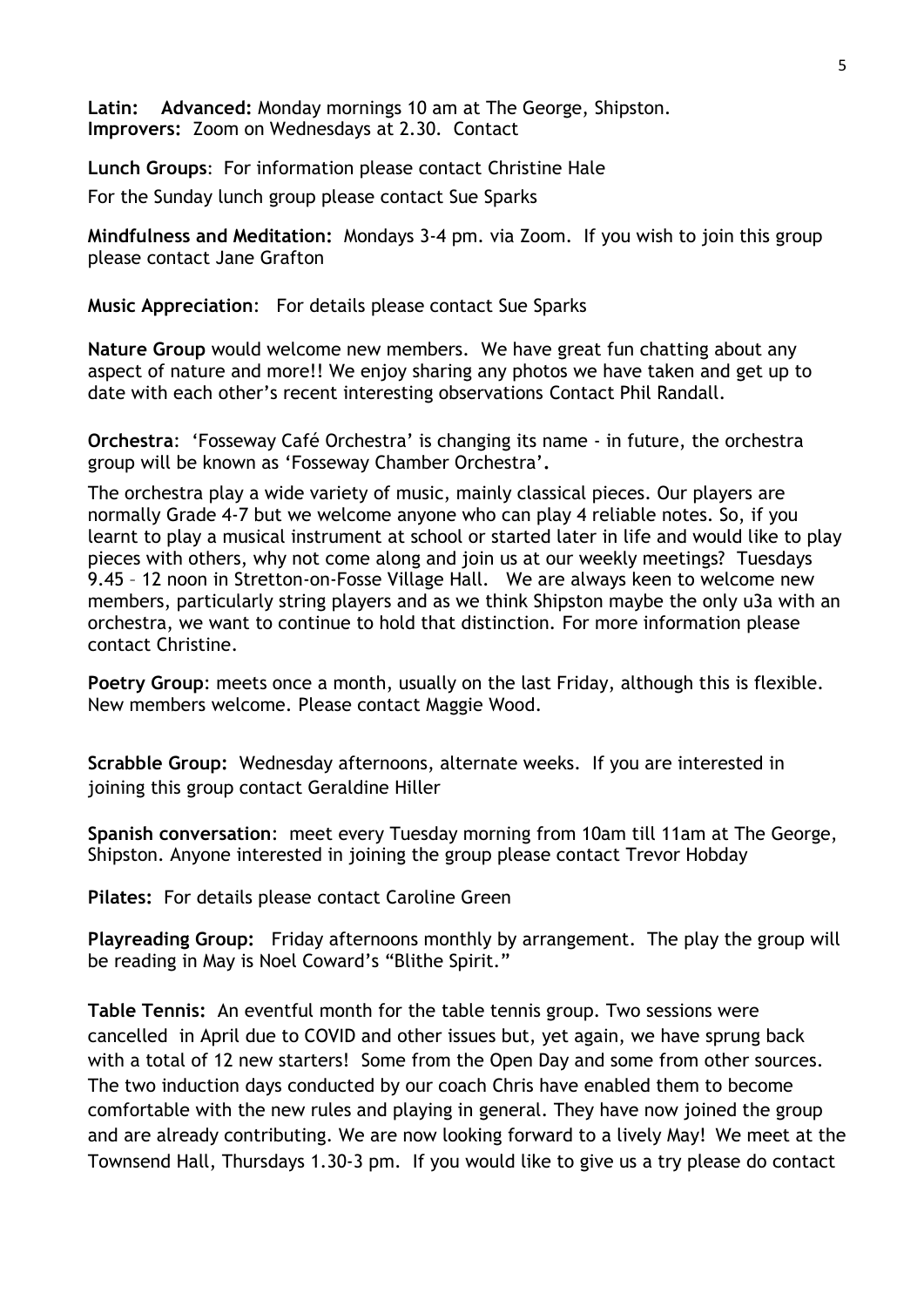**Latin:** **Advanced:** Monday mornings 10 am at The George, Shipston.
**Improvers:** Zoom on Wednesdays at 2.30. Contact

**Lunch Groups**: For information please contact Christine Hale

For the Sunday lunch group please contact Sue Sparks

**Mindfulness and Meditation:** Mondays 3-4 pm. via Zoom. If you wish to join this group please contact Jane Grafton

**Music Appreciation**: For details please contact Sue Sparks

**Nature Group** would welcome new members. We have great fun chatting about any aspect of nature and more!! We enjoy sharing any photos we have taken and get up to date with each other's recent interesting observations Contact Phil Randall.

**Orchestra**: 'Fosseway Café Orchestra' is changing its name - in future, the orchestra group will be known as **'Fosseway Chamber Orchestra'.**

The orchestra play a wide variety of music, mainly classical pieces. Our players are normally Grade 4-7 but we welcome anyone who can play 4 reliable notes. So, if you learnt to play a musical instrument at school or started later in life and would like to play pieces with others, why not come along and join us at our weekly meetings? Tuesdays 9.45 – 12 noon in Stretton-on-Fosse Village Hall. We are always keen to welcome new members, particularly string players and as we think Shipston maybe the only u3a with an orchestra, we want to continue to hold that distinction. For more information please contact Christine.

**Poetry Group**: meets once a month, usually on the last Friday, although this is flexible. New members welcome. Please contact Maggie Wood.

**Scrabble Group:** Wednesday afternoons, alternate weeks. If you are interested in joining this group contact Geraldine Hiller

**Spanish conversation**: meet every Tuesday morning from 10am till 11am at The George, Shipston. Anyone interested in joining the group please contact Trevor Hobday

**Pilates:** For details please contact Caroline Green

**Playreading Group:** Friday afternoons monthly by arrangement. The play the group will be reading in May is Noel Coward's "Blithe Spirit."

**Table Tennis:** An eventful month for the table tennis group. Two sessions were cancelled in April due to COVID and other issues but, yet again, we have sprung back with a total of 12 new starters! Some from the Open Day and some from other sources. The two induction days conducted by our coach Chris have enabled them to become comfortable with the new rules and playing in general. They have now joined the group and are already contributing. We are now looking forward to a lively May! We meet at the Townsend Hall, Thursdays 1.30-3 pm. If you would like to give us a try please do contact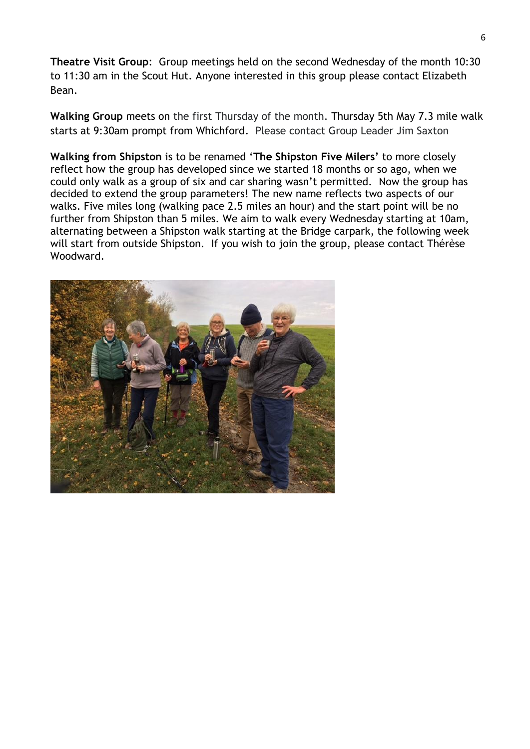**Theatre Visit Group**: Group meetings held on the second Wednesday of the month 10:30 to 11:30 am in the Scout Hut. Anyone interested in this group please contact Elizabeth Bean.

**Walking Group** meets on the first Thursday of the month. Thursday 5th May 7.3 mile walk starts at 9:30am prompt from Whichford. Please contact Group Leader Jim Saxton

**Walking from Shipston** is to be renamed '**The Shipston Five Milers**' to more closely reflect how the group has developed since we started 18 months or so ago, when we could only walk as a group of six and car sharing wasn't permitted. Now the group has decided to extend the group parameters! The new name reflects two aspects of our walks. Five miles long (walking pace 2.5 miles an hour) and the start point will be no further from Shipston than 5 miles. We aim to walk every Wednesday starting at 10am, alternating between a Shipston walk starting at the Bridge carpark, the following week will start from outside Shipston. If you wish to join the group, please contact Thérèse Woodward.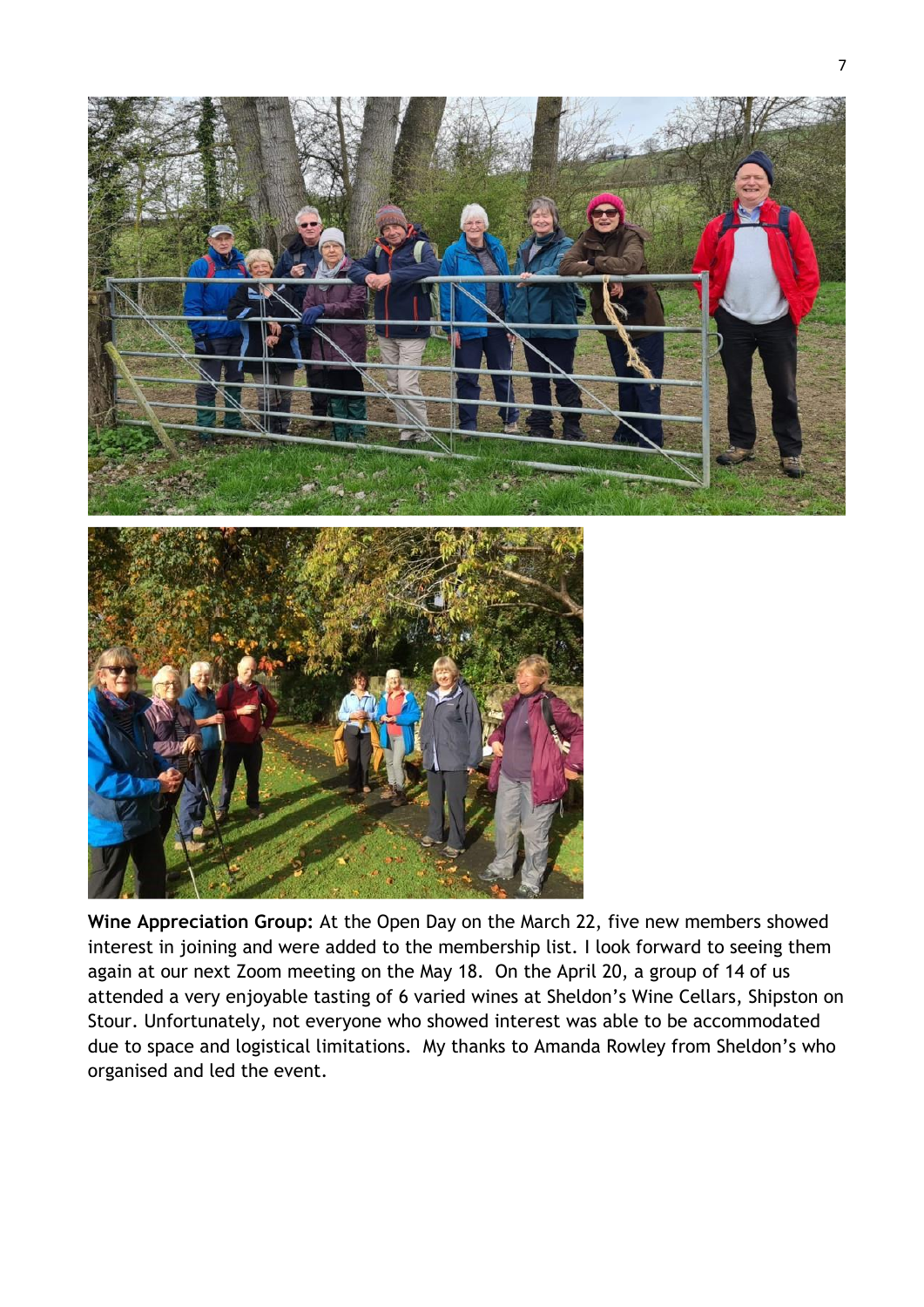**Wine Appreciation Group:** At the Open Day on the March 22, five new members showed interest in joining and were added to the membership list. I look forward to seeing them again at our next Zoom meeting on the May 18. On the April 20, a group of 14 of us attended a very enjoyable tasting of 6 varied wines at Sheldon's Wine Cellars, Shipston on Stour. Unfortunately, not everyone who showed interest was able to be accommodated due to space and logistical limitations. My thanks to Amanda Rowley from Sheldon's who organised and led the event.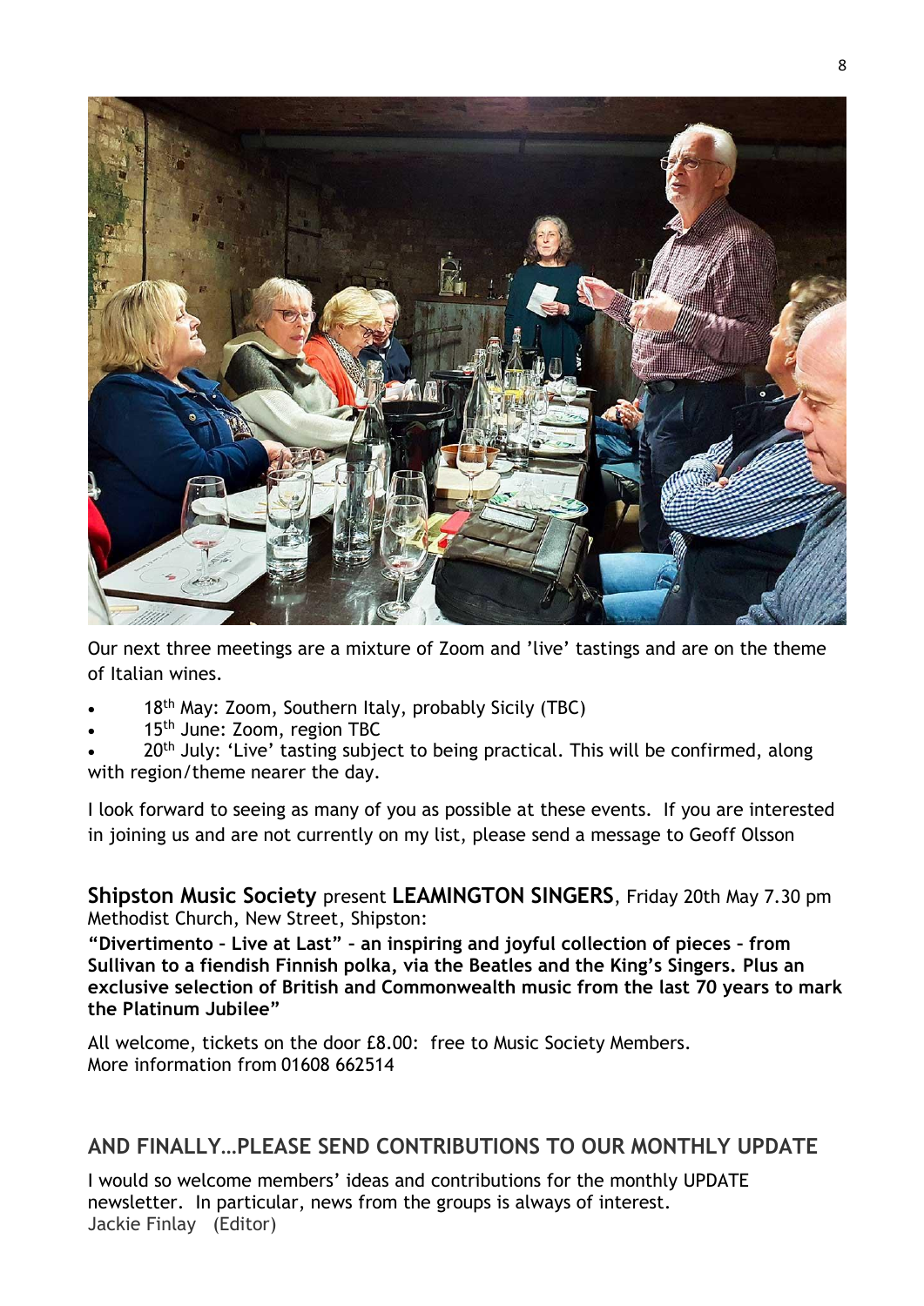Our next three meetings are a mixture of Zoom and 'live' tastings and are on the theme of Italian wines.

- 18th May: Zoom, Southern Italy, probably Sicily (TBC)
- 15th June: Zoom, region TBC
- 20th July: 'Live' tasting subject to being practical. This will be confirmed, along with region/theme nearer the day.

I look forward to seeing as many of you as possible at these events. If you are interested in joining us and are not currently on my list, please send a message to Geoff Olsson

**Shipston Music Society** present **LEAMINGTON SINGERS**, Friday 20th May 7.30 pm Methodist Church, New Street, Shipston:

**"Divertimento – Live at Last" – an inspiring and joyful collection of pieces – from Sullivan to a fiendish Finnish polka, via the Beatles and the King's Singers. Plus an exclusive selection of British and Commonwealth music from the last 70 years to mark the Platinum Jubilee"**

All welcome, tickets on the door £8.00: free to Music Society Members.
More information from 01608 662514

## AND FINALLY…PLEASE SEND CONTRIBUTIONS TO OUR MONTHLY UPDATE

I would so welcome members' ideas and contributions for the monthly UPDATE newsletter. In particular, news from the groups is always of interest.
Jackie Finlay (Editor)